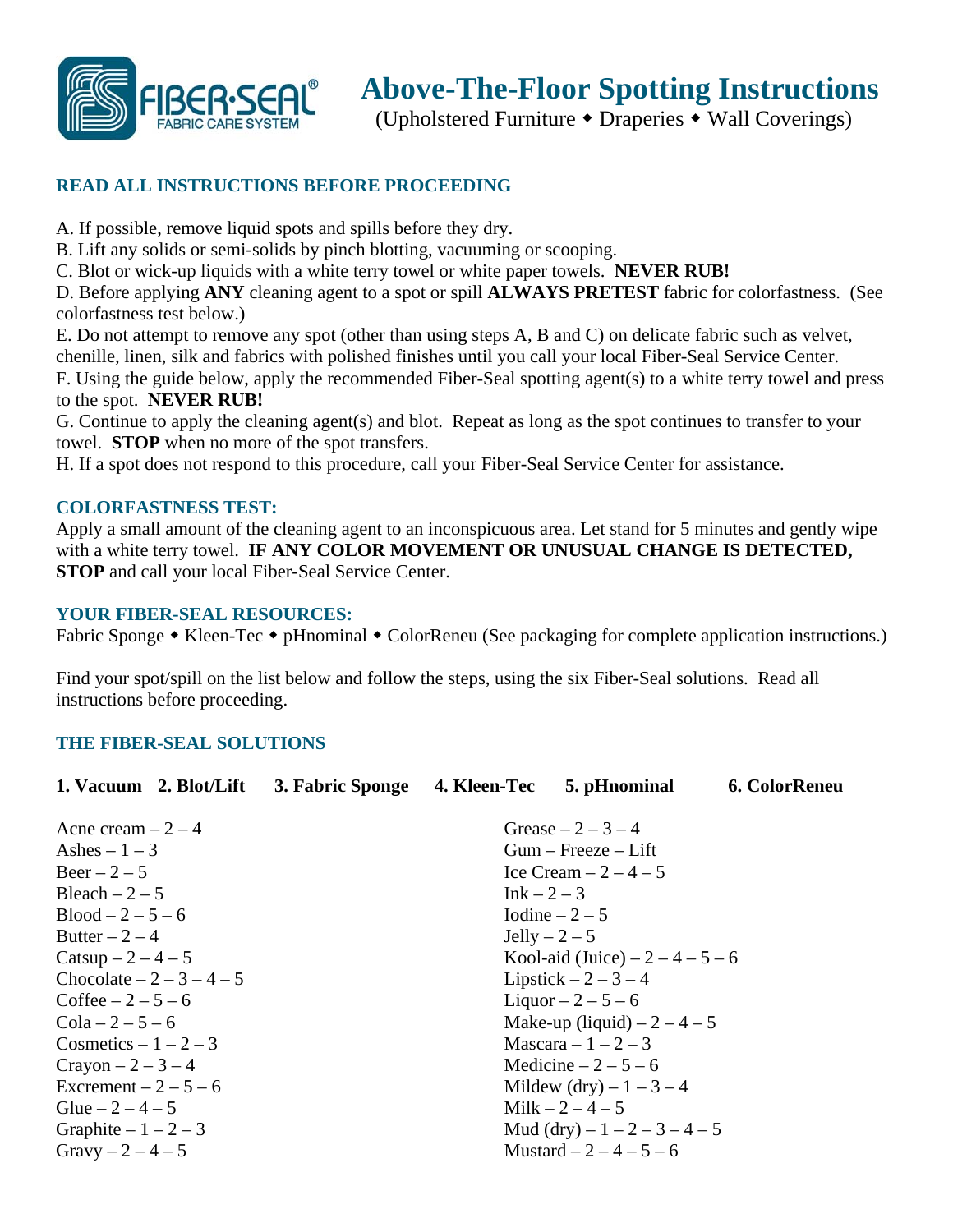FIBER·SEAL® FABRIC CARE SYSTEM

# Above-The-Floor Spotting Instructions

(Upholstered Furniture ◆ Draperies ◆ Wall Coverings)

## READ ALL INSTRUCTIONS BEFORE PROCEEDING

A. If possible, remove liquid spots and spills before they dry.
B. Lift any solids or semi-solids by pinch blotting, vacuuming or scooping.
C. Blot or wick-up liquids with a white terry towel or white paper towels. **NEVER RUB!**
D. Before applying **ANY** cleaning agent to a spot or spill **ALWAYS PRETEST** fabric for colorfastness. (See colorfastness test below.)
E. Do not attempt to remove any spot (other than using steps A, B and C) on delicate fabric such as velvet, chenille, linen, silk and fabrics with polished finishes until you call your local Fiber-Seal Service Center.
F. Using the guide below, apply the recommended Fiber-Seal spotting agent(s) to a white terry towel and press to the spot. **NEVER RUB!**
G. Continue to apply the cleaning agent(s) and blot. Repeat as long as the spot continues to transfer to your towel. **STOP** when no more of the spot transfers.
H. If a spot does not respond to this procedure, call your Fiber-Seal Service Center for assistance.

## COLORFASTNESS TEST:

Apply a small amount of the cleaning agent to an inconspicuous area. Let stand for 5 minutes and gently wipe with a white terry towel. **IF ANY COLOR MOVEMENT OR UNUSUAL CHANGE IS DETECTED, STOP** and call your local Fiber-Seal Service Center.

## YOUR FIBER-SEAL RESOURCES:

Fabric Sponge ◆ Kleen-Tec ◆ pHnominal ◆ ColorReneu (See packaging for complete application instructions.)

Find your spot/spill on the list below and follow the steps, using the six Fiber-Seal solutions. Read all instructions before proceeding.

## THE FIBER-SEAL SOLUTIONS

**1. Vacuum 2. Blot/Lift 3. Fabric Sponge 4. Kleen-Tec 5. pHnominal 6. ColorReneu**

Acne cream – 2 – 4
Ashes – 1 – 3
Beer – 2 – 5
Bleach – 2 – 5
Blood – 2 – 5 – 6
Butter – 2 – 4
Catsup – 2 – 4 – 5
Chocolate – 2 – 3 – 4 – 5
Coffee – 2 – 5 – 6
Cola – 2 – 5 – 6
Cosmetics – 1 – 2 – 3
Crayon – 2 – 3 – 4
Excrement – 2 – 5 – 6
Glue – 2 – 4 – 5
Graphite – 1 – 2 – 3
Gravy – 2 – 4 – 5

Grease – 2 – 3 – 4
Gum – Freeze – Lift
Ice Cream – 2 – 4 – 5
Ink – 2 – 3
Iodine – 2 – 5
Jelly – 2 – 5
Kool-aid (Juice) – 2 – 4 – 5 – 6
Lipstick – 2 – 3 – 4
Liquor – 2 – 5 – 6
Make-up (liquid) – 2 – 4 – 5
Mascara – 1 – 2 – 3
Medicine – 2 – 5 – 6
Mildew (dry) – 1 – 3 – 4
Milk – 2 – 4 – 5
Mud (dry) – 1 – 2 – 3 – 4 – 5
Mustard – 2 – 4 – 5 – 6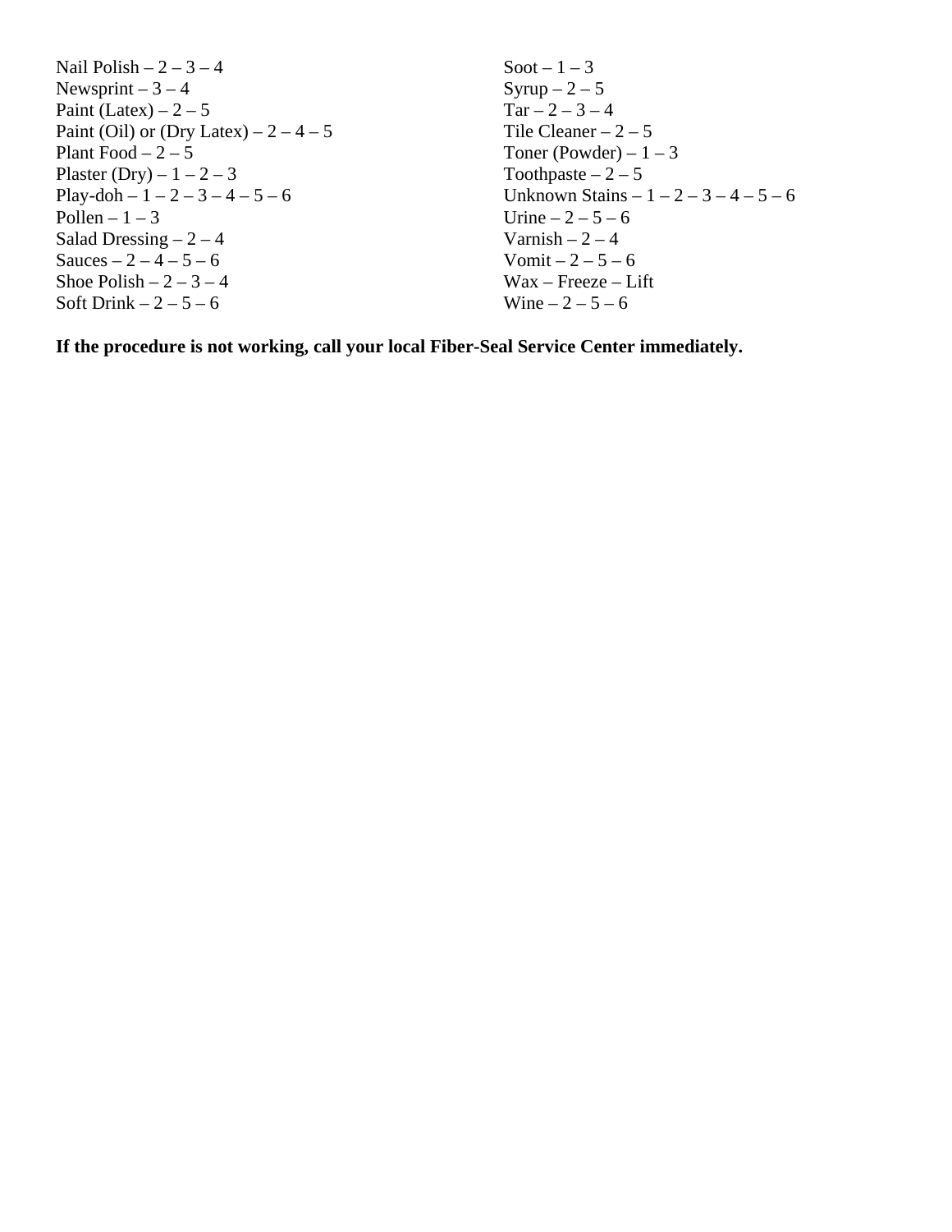Nail Polish – 2 – 3 – 4
Newsprint – 3 – 4
Paint (Latex) – 2 – 5
Paint (Oil) or (Dry Latex) – 2 – 4 – 5
Plant Food – 2 – 5
Plaster (Dry) – 1 – 2 – 3
Play-doh – 1 – 2 – 3 – 4 – 5 – 6
Pollen – 1 – 3
Salad Dressing – 2 – 4
Sauces – 2 – 4 – 5 – 6
Shoe Polish – 2 – 3 – 4
Soft Drink – 2 – 5 – 6
Soot – 1 – 3
Syrup – 2 – 5
Tar – 2 – 3 – 4
Tile Cleaner – 2 – 5
Toner (Powder) – 1 – 3
Toothpaste – 2 – 5
Unknown Stains – 1 – 2 – 3 – 4 – 5 – 6
Urine – 2 – 5 – 6
Varnish – 2 – 4
Vomit – 2 – 5 – 6
Wax – Freeze – Lift
Wine – 2 – 5 – 6

**If the procedure is not working, call your local Fiber-Seal Service Center immediately.**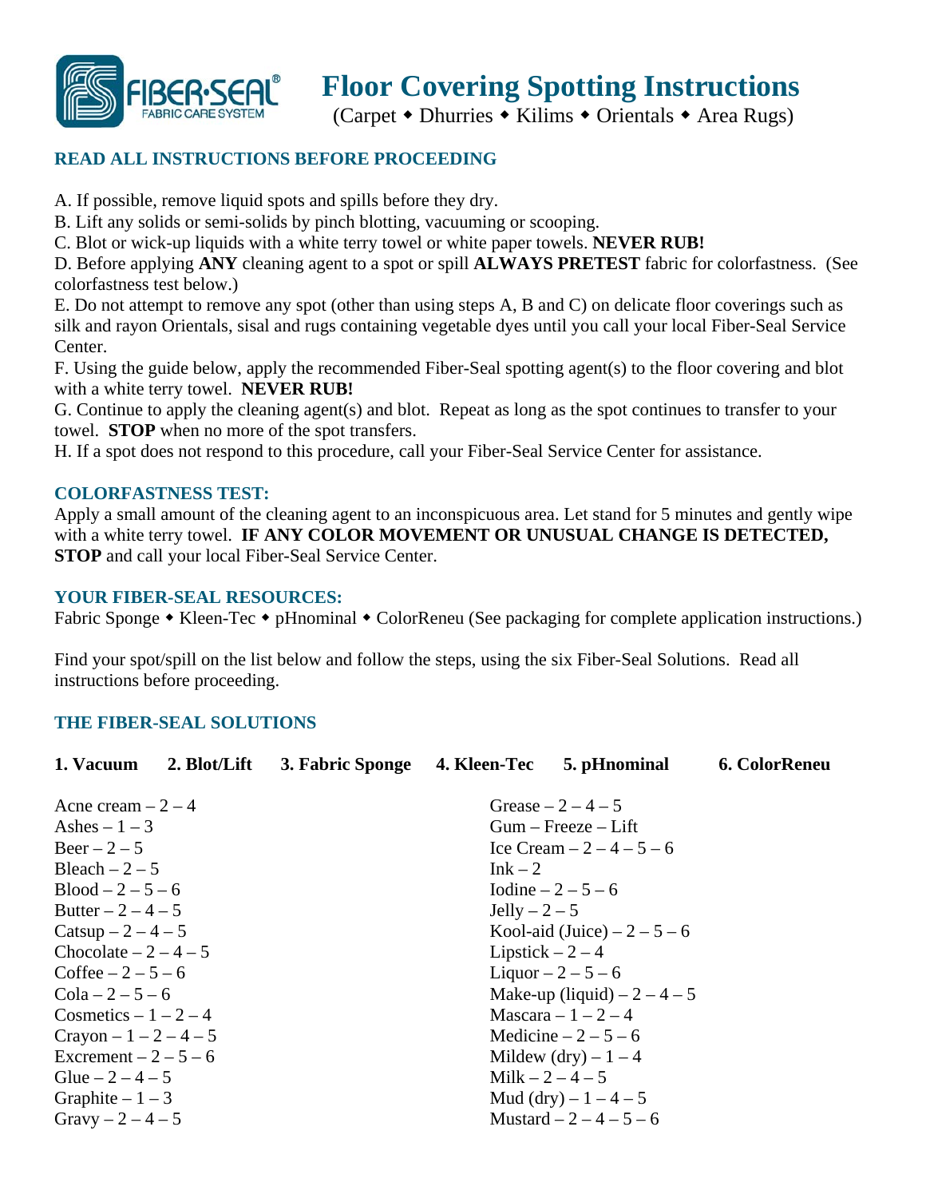# Floor Covering Spotting Instructions

(Carpet ◆ Dhurries ◆ Kilims ◆ Orientals ◆ Area Rugs)

### READ ALL INSTRUCTIONS BEFORE PROCEEDING

A. If possible, remove liquid spots and spills before they dry.
B. Lift any solids or semi-solids by pinch blotting, vacuuming or scooping.
C. Blot or wick-up liquids with a white terry towel or white paper towels. **NEVER RUB!**
D. Before applying **ANY** cleaning agent to a spot or spill **ALWAYS PRETEST** fabric for colorfastness. (See colorfastness test below.)
E. Do not attempt to remove any spot (other than using steps A, B and C) on delicate floor coverings such as silk and rayon Orientals, sisal and rugs containing vegetable dyes until you call your local Fiber-Seal Service Center.
F. Using the guide below, apply the recommended Fiber-Seal spotting agent(s) to the floor covering and blot with a white terry towel. **NEVER RUB!**
G. Continue to apply the cleaning agent(s) and blot. Repeat as long as the spot continues to transfer to your towel. **STOP** when no more of the spot transfers.
H. If a spot does not respond to this procedure, call your Fiber-Seal Service Center for assistance.

### COLORFASTNESS TEST:

Apply a small amount of the cleaning agent to an inconspicuous area. Let stand for 5 minutes and gently wipe with a white terry towel. **IF ANY COLOR MOVEMENT OR UNUSUAL CHANGE IS DETECTED, STOP** and call your local Fiber-Seal Service Center.

### YOUR FIBER-SEAL RESOURCES:

Fabric Sponge ◆ Kleen-Tec ◆ pHnominal ◆ ColorReneu (See packaging for complete application instructions.)

Find your spot/spill on the list below and follow the steps, using the six Fiber-Seal Solutions. Read all instructions before proceeding.

### THE FIBER-SEAL SOLUTIONS

**1. Vacuum** **2. Blot/Lift** **3. Fabric Sponge** **4. Kleen-Tec** **5. pHnominal** **6. ColorReneu**

Acne cream – 2 – 4
Ashes – 1 – 3
Beer – 2 – 5
Bleach – 2 – 5
Blood – 2 – 5 – 6
Butter – 2 – 4 – 5
Catsup – 2 – 4 – 5
Chocolate – 2 – 4 – 5
Coffee – 2 – 5 – 6
Cola – 2 – 5 – 6
Cosmetics – 1 – 2 – 4
Crayon – 1 – 2 – 4 – 5
Excrement – 2 – 5 – 6
Glue – 2 – 4 – 5
Graphite – 1 – 3
Gravy – 2 – 4 – 5
Grease – 2 – 4 – 5
Gum – Freeze – Lift
Ice Cream – 2 – 4 – 5 – 6
Ink – 2
Iodine – 2 – 5 – 6
Jelly – 2 – 5
Kool-aid (Juice) – 2 – 5 – 6
Lipstick – 2 – 4
Liquor – 2 – 5 – 6
Make-up (liquid) – 2 – 4 – 5
Mascara – 1 – 2 – 4
Medicine – 2 – 5 – 6
Mildew (dry) – 1 – 4
Milk – 2 – 4 – 5
Mud (dry) – 1 – 4 – 5
Mustard – 2 – 4 – 5 – 6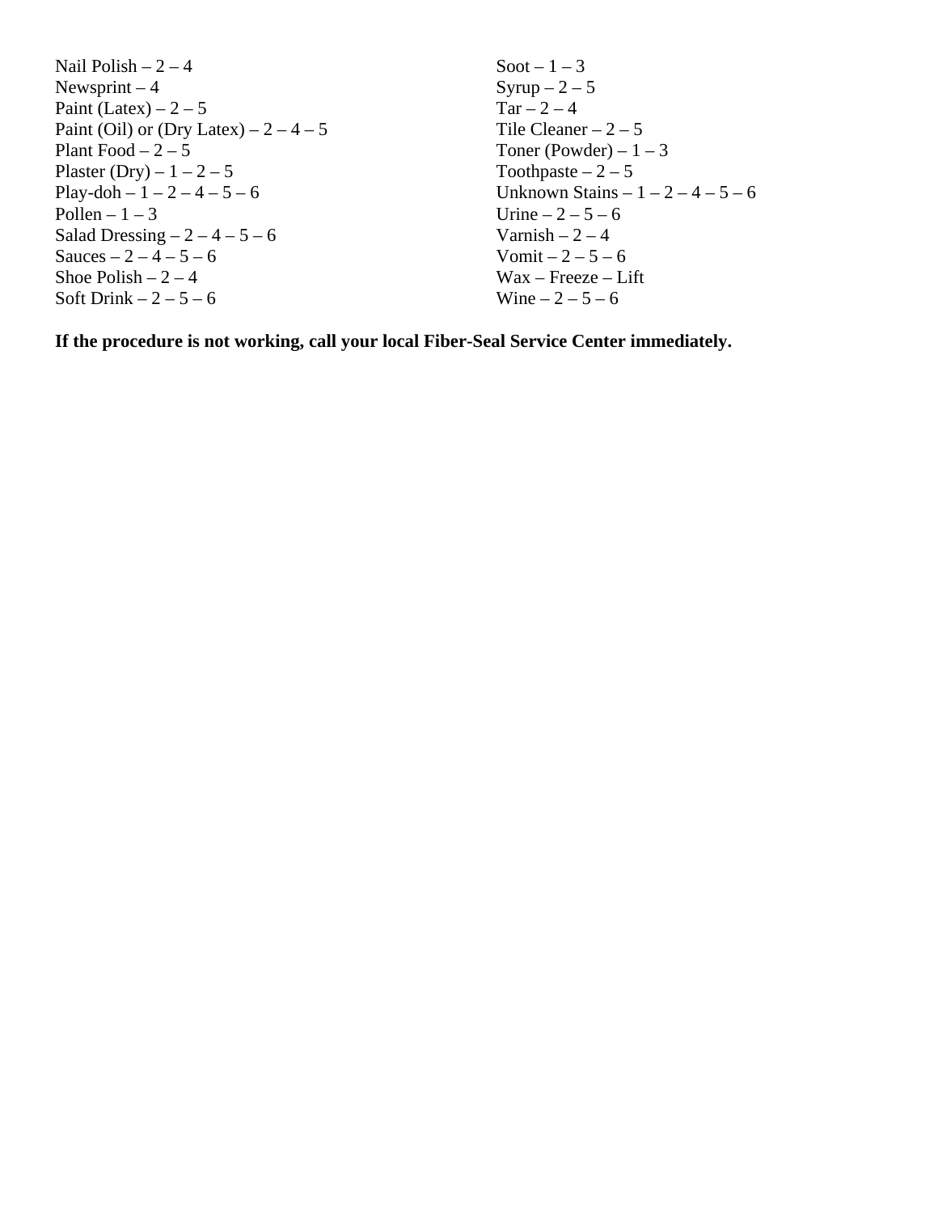Nail Polish – 2 – 4
Newsprint – 4
Paint (Latex) – 2 – 5
Paint (Oil) or (Dry Latex) – 2 – 4 – 5
Plant Food – 2 – 5
Plaster (Dry) – 1 – 2 – 5
Play-doh – 1 – 2 – 4 – 5 – 6
Pollen – 1 – 3
Salad Dressing – 2 – 4 – 5 – 6
Sauces – 2 – 4 – 5 – 6
Shoe Polish – 2 – 4
Soft Drink – 2 – 5 – 6
Soot – 1 – 3
Syrup – 2 – 5
Tar – 2 – 4
Tile Cleaner – 2 – 5
Toner (Powder) – 1 – 3
Toothpaste – 2 – 5
Unknown Stains – 1 – 2 – 4 – 5 – 6
Urine – 2 – 5 – 6
Varnish – 2 – 4
Vomit – 2 – 5 – 6
Wax – Freeze – Lift
Wine – 2 – 5 – 6

**If the procedure is not working, call your local Fiber-Seal Service Center immediately.**